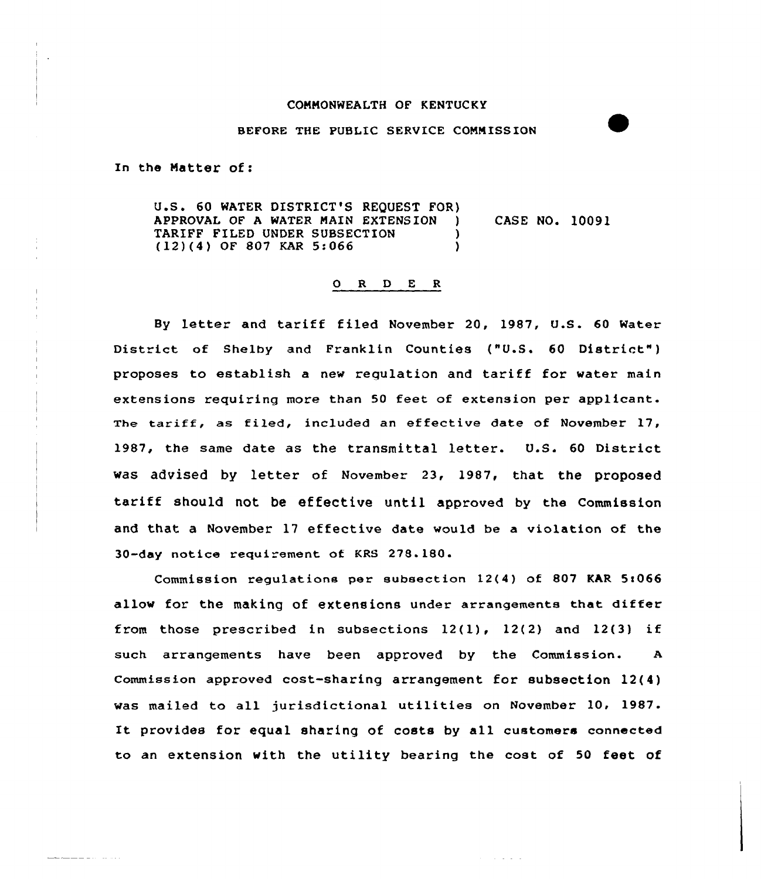COMMONWEALTH OF KENTUCKY

BEFORE THE PUBLIC SERVICE COMMISSION

In the Matter of:

U.S. 60 WATER DISTRICT'S REQUEST FOR APPROVAL OF A WATER MAIN EXTENSION TARIFF FILED UNDER SUBSECTION (12)(4) OF 807 KAR 5:066 ) CASE NO. 10091

## O R D E R

By letter and tariff filed November 20, 1987, U.S. 60 Water District of Shelby and Franklin Counties ("U.S. 60 District") proposes to establish a new regulation and tariff for water main extensions requiring more than 50 feet of extension per applicant. The tariff, as filed, included an effective date of November 17, 1987, the same date as the transmittal letter. U.S. 60 District was advised by letter of November 23, 1987, that the proposed tariff should not be effective until approved by the Commission and that a November 17 effective date would be a violation of the 30-day notice requirement of KRS 278.180.

Commission regulations per subsection 12(4) of 807 KAR 5:066 allow for the making of extensions under arrangements that differ from those prescribed in subsections 12(1), 12(2) and 12(3) if such arrangements have been approved by the Commission. A Commission approved cost-sharing arrangement for subsection 12(4) was mailed to all jurisdictional utilities on November 10, 1987. It provides for equal sharing of costs by all customers connected to an extension with the utility bearing the cost of 50 feet of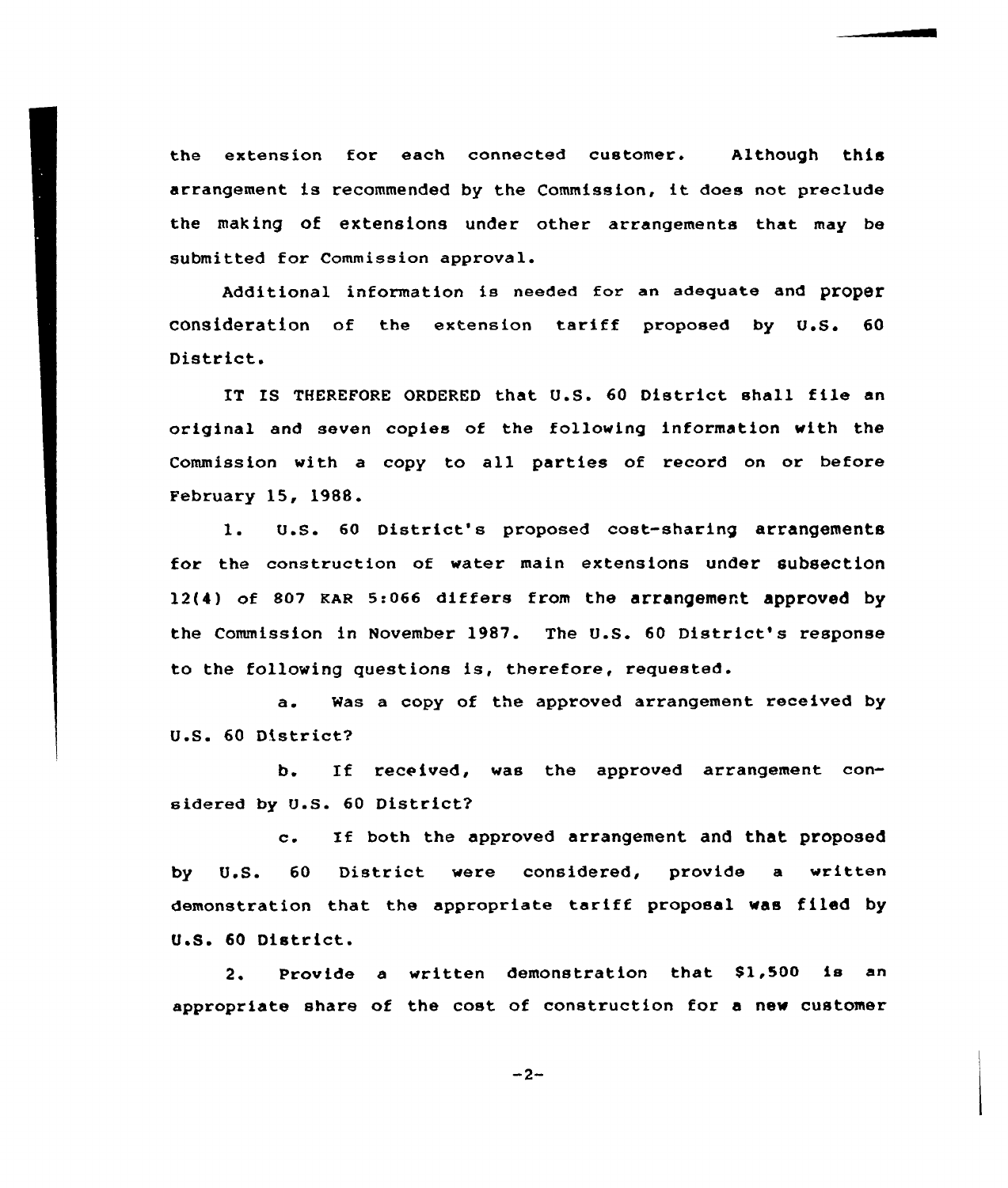the extension for each connected customer. Although this arrangement is recommended by the Commission, it does not preclude the making of extensions under other arrangements that may be submitted for Commission approval.

Additional information is needed for an adequate and proper consideration of the extension tariff proposed by U.S. 60 District.

IT IS THEREFORE ORDERED that U.S. 60 District shall file an original and seven copies of the following information with the Commission with a copy to all parties of record on or before February 15, 1988.

1. U.S. 60 District's proposed cost-sharing arrangements for the construction of water main extensions under subsection 12(4) of 807 KAR 5:066 differs from the arrangement approved by the Commission in November 1987. The U.S. 60 District's response to the following questions is, therefore, requested.

a. Was a copy of the approved arrangement received by U.S. 60 District?

b. If received, was the approved arrangement considered by U.S. 60 District?

c. If both the approved arrangement and that proposed by U.S. 60 District were considered, provide a written demonstration that the appropriate tariff proposal was filed by U.S. 60 District.

2. Provide a written demonstration that $1,500 is an appropriate share of the cost of construction for a new customer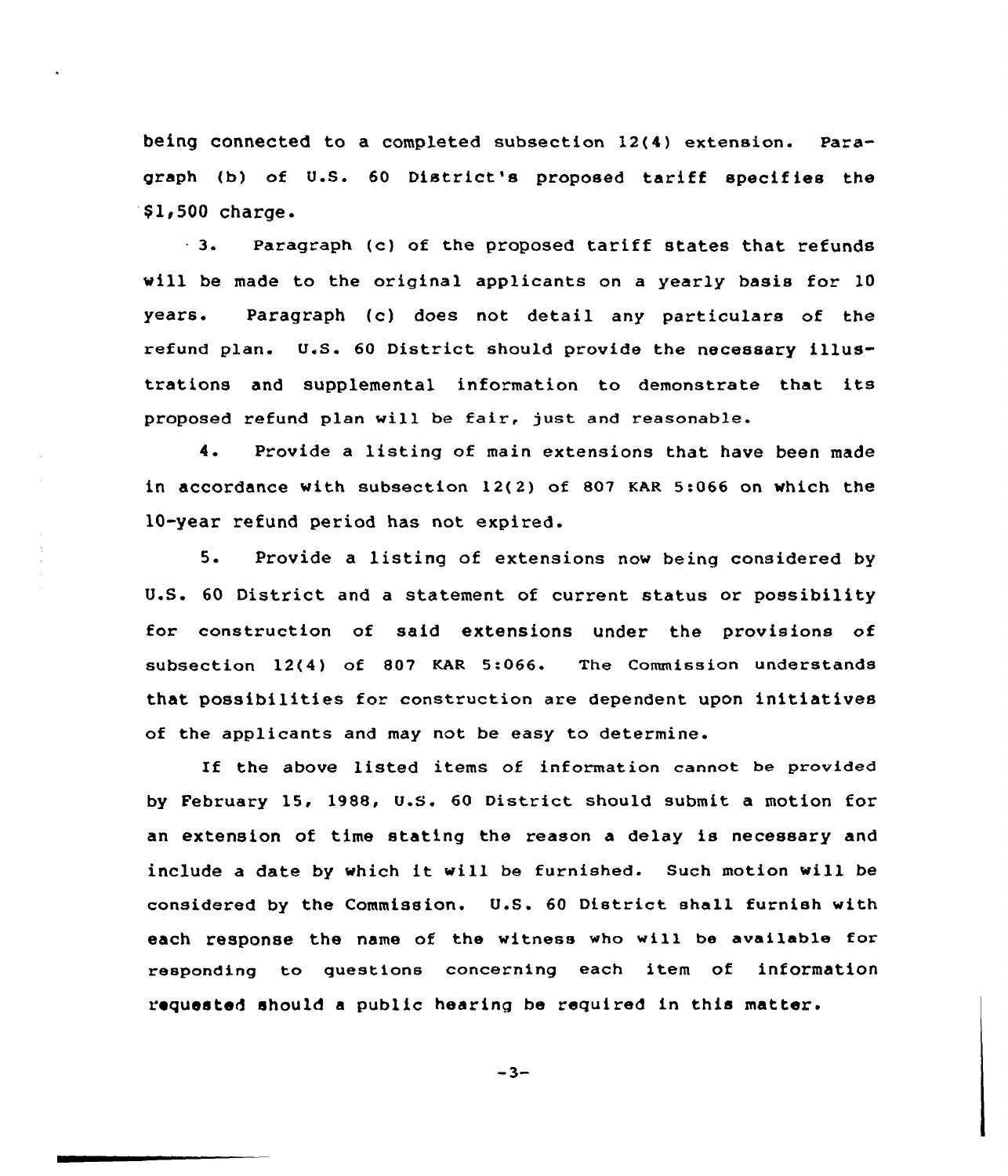being connected to a completed subsection 12(4) extension. Paragraph (b) of U.S. 60 District's proposed tariff specifies the $1,500 charge.

3. Paragraph (c) of the proposed tariff states that refunds will be made to the original applicants on a yearly basis for 10 years. Paragraph (c) does not detail any particulars of the refund plan. U.S. 60 District should provide the necessary illustrations and supplemental information to demonstrate that its proposed refund plan will be fair, just and reasonable.

4. Provide a listing of main extensions that have been made in accordance with subsection 12(2) of 807 KAR 5:066 on which the 10-year refund period has not expired.

5. Provide a listing of extensions now being considered by U.S. 60 District and a statement of current status or possibility for construction of said extensions under the provisions of subsection 12(4) of 807 KAR 5:066. The Commission understands that possibilities for construction are dependent upon initiatives of the applicants and may not be easy to determine.

If the above listed items of information cannot be provided by February 15, 1988, U.S. 60 District should submit a motion for an extension of time stating the reason a delay is necessary and include a date by which it will be furnished. Such motion will be considered by the Commission. U.S. 60 District shall furnish with each response the name of the witness who will be available for responding to questions concerning each item of information requested should a public hearing be required in this matter.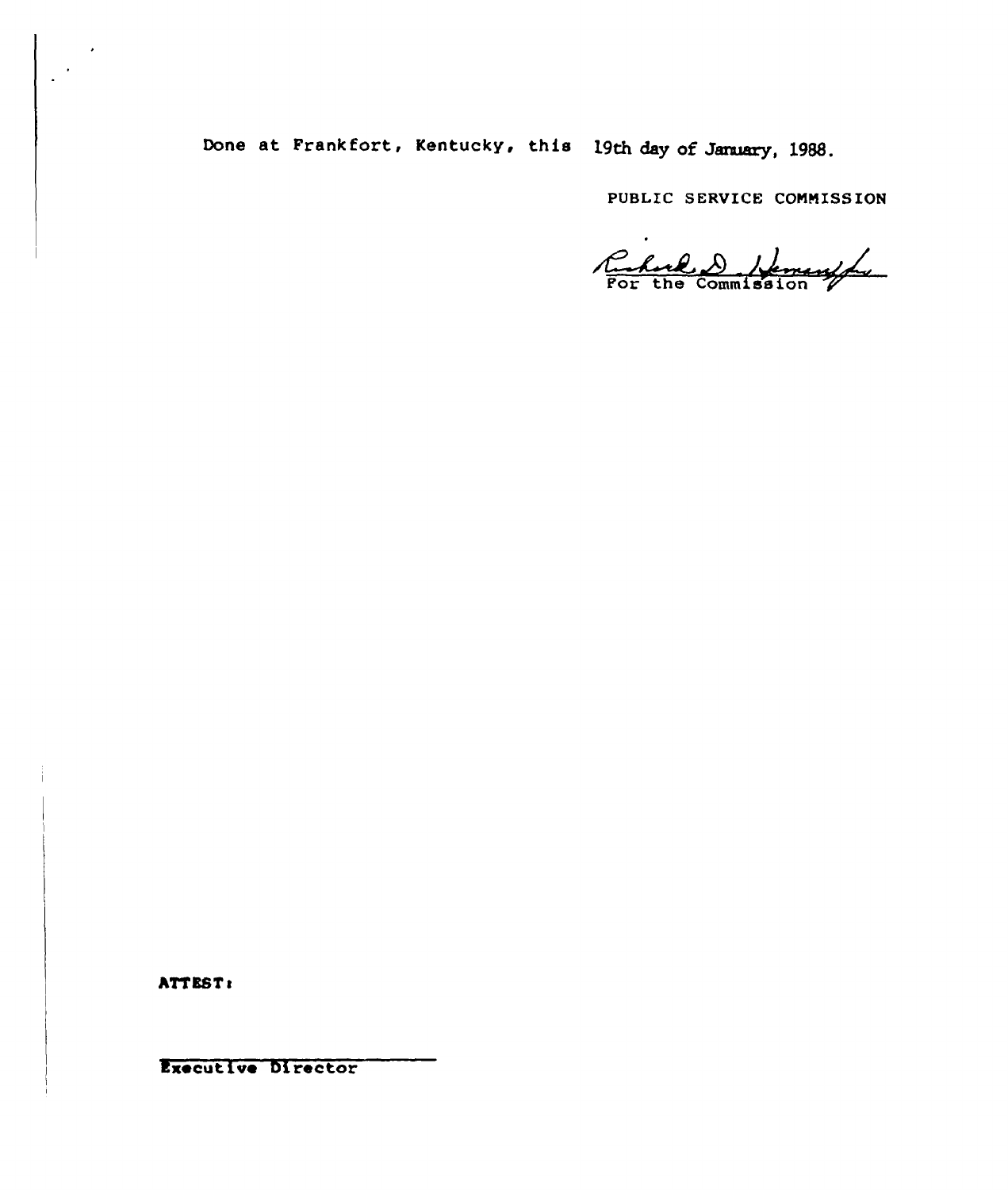Done at Frankfort, Kentucky, this 19th day of January, 1988.

PUBLIC SERVICE COMMISSION

For the Commission

ATTEST:

Executive Director